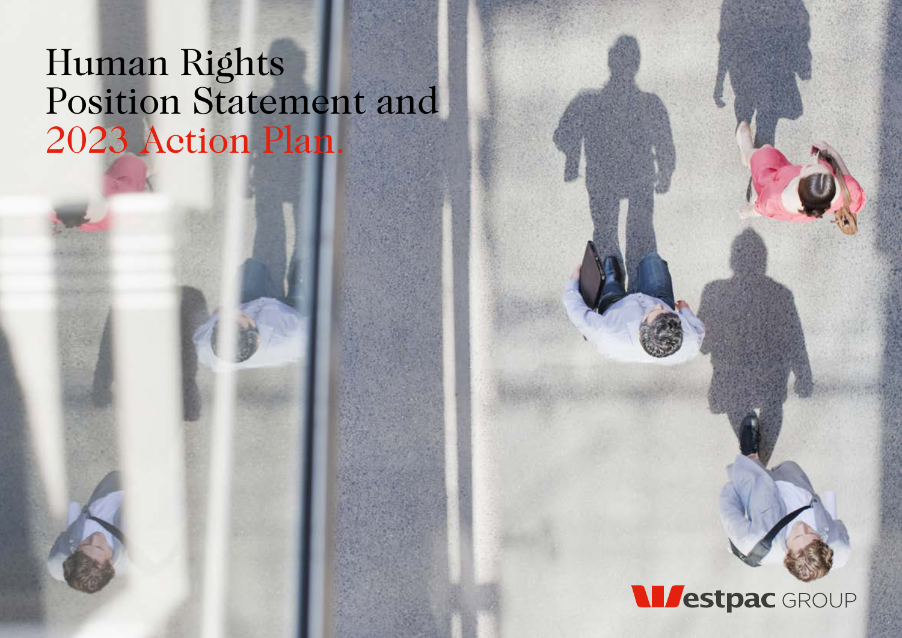# Human Rights Position Statement and 2023 Action Plan.

Westpac GROUP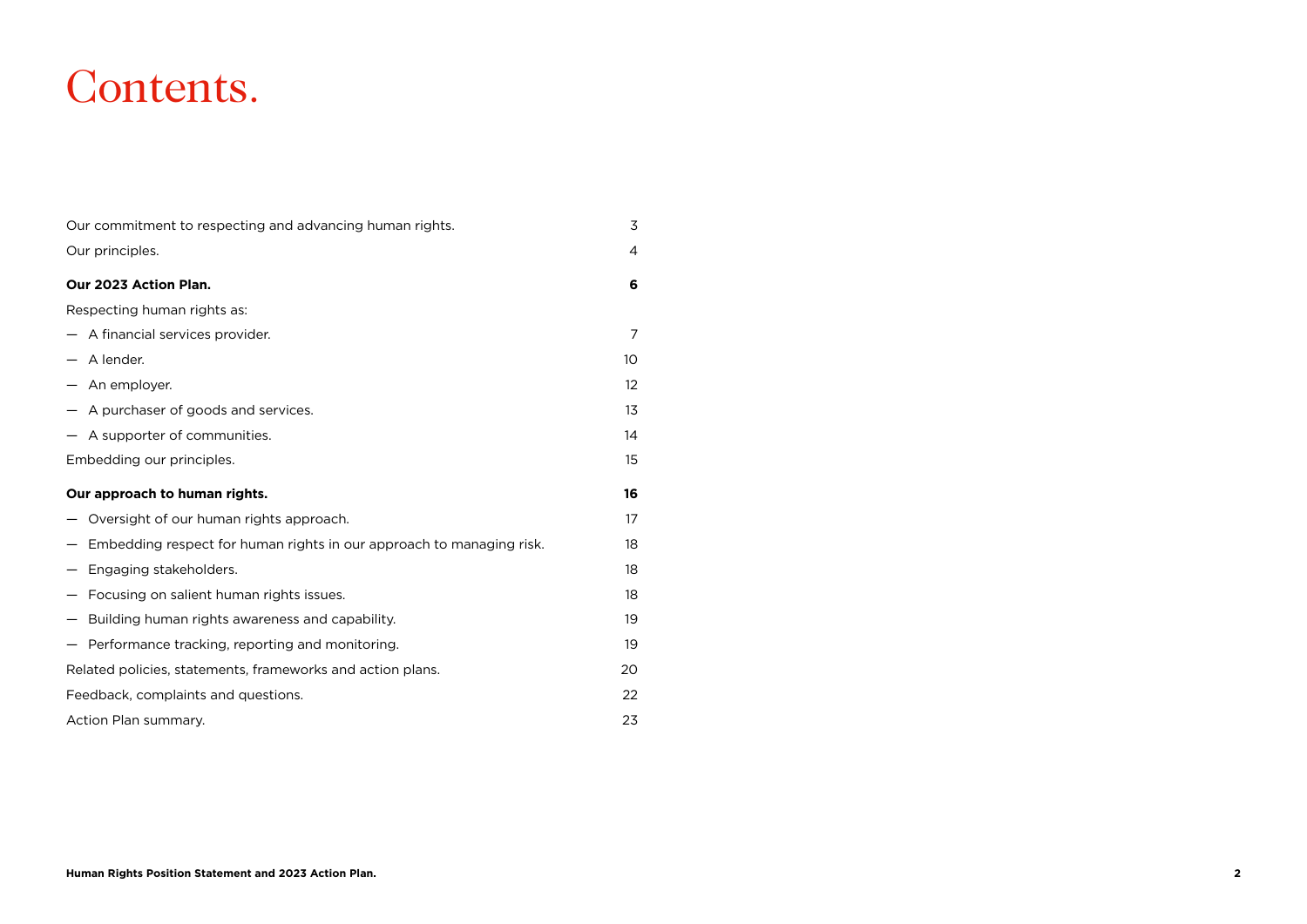# Contents.

| | |
|---|---|
| Our commitment to respecting and advancing human rights. | 3 |
| Our principles. | 4 |
| **Our 2023 Action Plan.** | **6** |
| Respecting human rights as: | |
| — A financial services provider. | 7 |
| — A lender. | 10 |
| — An employer. | 12 |
| — A purchaser of goods and services. | 13 |
| — A supporter of communities. | 14 |
| Embedding our principles. | 15 |
| **Our approach to human rights.** | **16** |
| — Oversight of our human rights approach. | 17 |
| — Embedding respect for human rights in our approach to managing risk. | 18 |
| — Engaging stakeholders. | 18 |
| — Focusing on salient human rights issues. | 18 |
| — Building human rights awareness and capability. | 19 |
| — Performance tracking, reporting and monitoring. | 19 |
| Related policies, statements, frameworks and action plans. | 20 |
| Feedback, complaints and questions. | 22 |
| Action Plan summary. | 23 |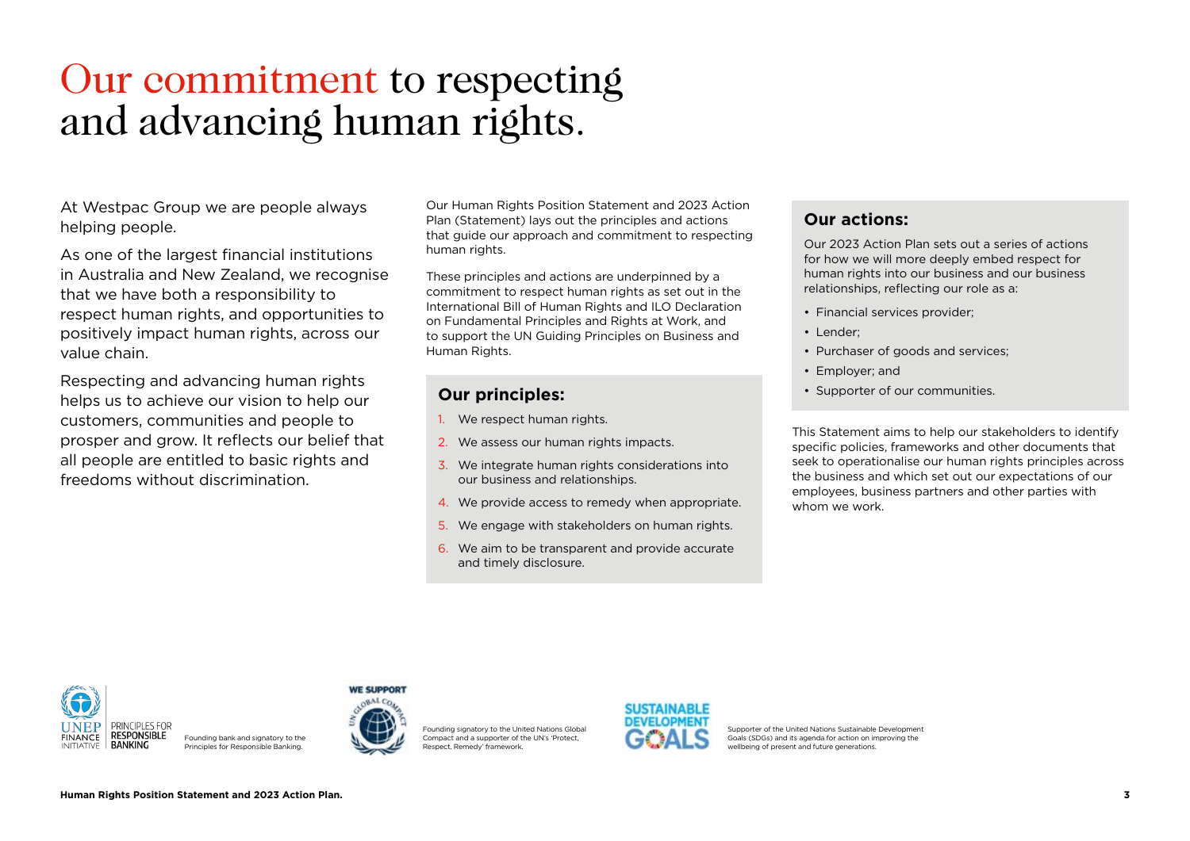# Our commitment to respecting and advancing human rights.

At Westpac Group we are people always helping people.

As one of the largest financial institutions in Australia and New Zealand, we recognise that we have both a responsibility to respect human rights, and opportunities to positively impact human rights, across our value chain.

Respecting and advancing human rights helps us to achieve our vision to help our customers, communities and people to prosper and grow. It reflects our belief that all people are entitled to basic rights and freedoms without discrimination.

Our Human Rights Position Statement and 2023 Action Plan (Statement) lays out the principles and actions that guide our approach and commitment to respecting human rights.

These principles and actions are underpinned by a commitment to respect human rights as set out in the International Bill of Human Rights and ILO Declaration on Fundamental Principles and Rights at Work, and to support the UN Guiding Principles on Business and Human Rights.

## Our principles:

1. We respect human rights.
2. We assess our human rights impacts.
3. We integrate human rights considerations into our business and relationships.
4. We provide access to remedy when appropriate.
5. We engage with stakeholders on human rights.
6. We aim to be transparent and provide accurate and timely disclosure.

## Our actions:

Our 2023 Action Plan sets out a series of actions for how we will more deeply embed respect for human rights into our business and our business relationships, reflecting our role as a:

- Financial services provider;
- Lender;
- Purchaser of goods and services;
- Employer; and
- Supporter of our communities.

This Statement aims to help our stakeholders to identify specific policies, frameworks and other documents that seek to operationalise our human rights principles across the business and which set out our expectations of our employees, business partners and other parties with whom we work.

UNEP FINANCE INITIATIVE | PRINCIPLES FOR RESPONSIBLE BANKING

Founding bank and signatory to the Principles for Responsible Banking.

WE SUPPORT UN GLOBAL COMPACT

Founding signatory to the United Nations Global Compact and a supporter of the UN's 'Protect, Respect, Remedy' framework.

SUSTAINABLE DEVELOPMENT GOALS

Supporter of the United Nations Sustainable Development Goals (SDGs) and its agenda for action on improving the wellbeing of present and future generations.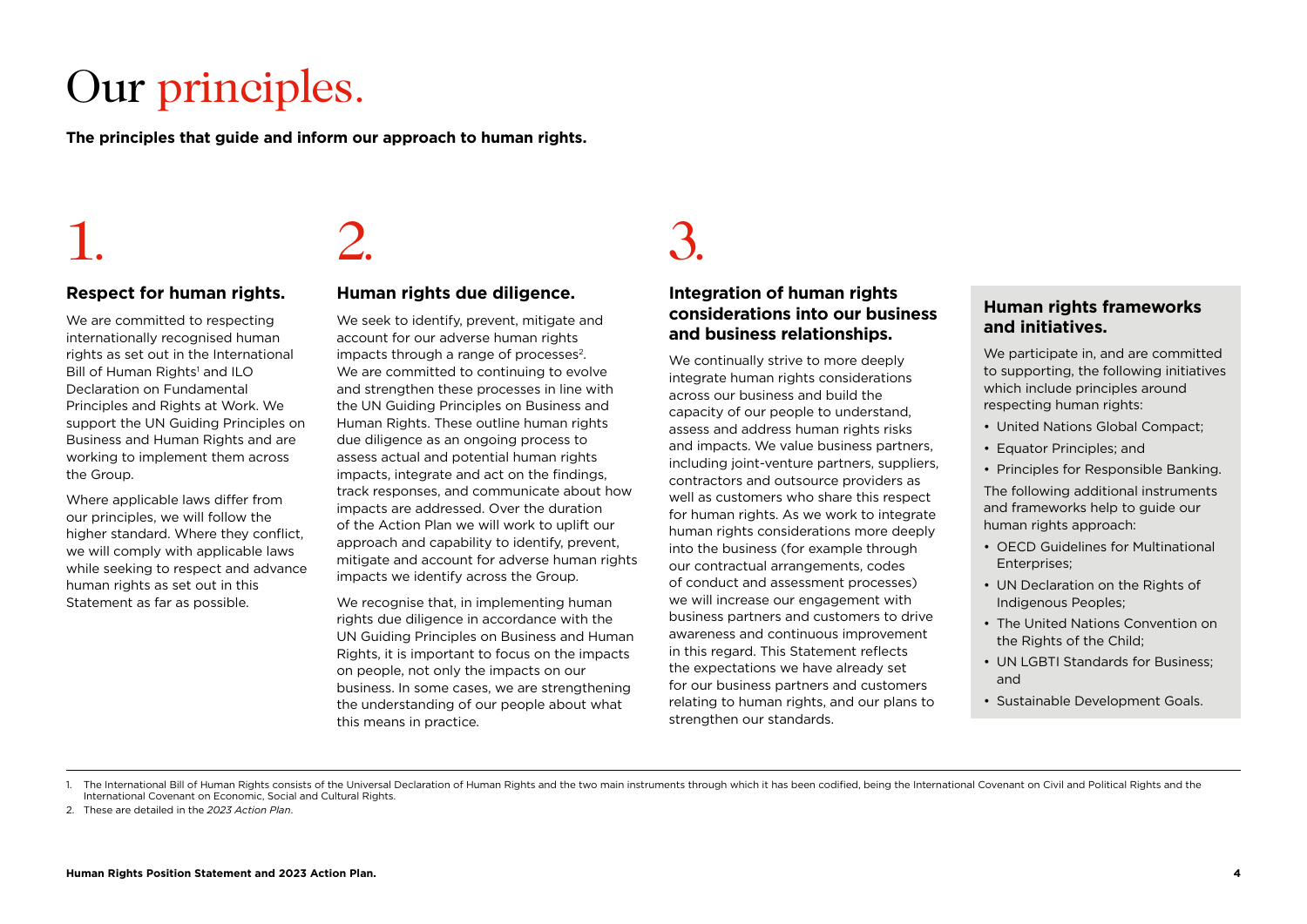# Our principles.

**The principles that guide and inform our approach to human rights.**

## 1.

### Respect for human rights.

We are committed to respecting internationally recognised human rights as set out in the International Bill of Human Rights[1] and ILO Declaration on Fundamental Principles and Rights at Work. We support the UN Guiding Principles on Business and Human Rights and are working to implement them across the Group.

Where applicable laws differ from our principles, we will follow the higher standard. Where they conflict, we will comply with applicable laws while seeking to respect and advance human rights as set out in this Statement as far as possible.

## 2.

### Human rights due diligence.

We seek to identify, prevent, mitigate and account for our adverse human rights impacts through a range of processes[2]. We are committed to continuing to evolve and strengthen these processes in line with the UN Guiding Principles on Business and Human Rights. These outline human rights due diligence as an ongoing process to assess actual and potential human rights impacts, integrate and act on the findings, track responses, and communicate about how impacts are addressed. Over the duration of the Action Plan we will work to uplift our approach and capability to identify, prevent, mitigate and account for adverse human rights impacts we identify across the Group.

We recognise that, in implementing human rights due diligence in accordance with the UN Guiding Principles on Business and Human Rights, it is important to focus on the impacts on people, not only the impacts on our business. In some cases, we are strengthening the understanding of our people about what this means in practice.

## 3.

### Integration of human rights considerations into our business and business relationships.

We continually strive to more deeply integrate human rights considerations across our business and build the capacity of our people to understand, assess and address human rights risks and impacts. We value business partners, including joint-venture partners, suppliers, contractors and outsource providers as well as customers who share this respect for human rights. As we work to integrate human rights considerations more deeply into the business (for example through our contractual arrangements, codes of conduct and assessment processes) we will increase our engagement with business partners and customers to drive awareness and continuous improvement in this regard. This Statement reflects the expectations we have already set for our business partners and customers relating to human rights, and our plans to strengthen our standards.

### Human rights frameworks and initiatives.

We participate in, and are committed to supporting, the following initiatives which include principles around respecting human rights:

- United Nations Global Compact;
- Equator Principles; and
- Principles for Responsible Banking.

The following additional instruments and frameworks help to guide our human rights approach:

- OECD Guidelines for Multinational Enterprises;
- UN Declaration on the Rights of Indigenous Peoples;
- The United Nations Convention on the Rights of the Child;
- UN LGBTI Standards for Business; and
- Sustainable Development Goals.

---

1. The International Bill of Human Rights consists of the Universal Declaration of Human Rights and the two main instruments through which it has been codified, being the International Covenant on Civil and Political Rights and the International Covenant on Economic, Social and Cultural Rights.
2. These are detailed in the *2023 Action Plan*.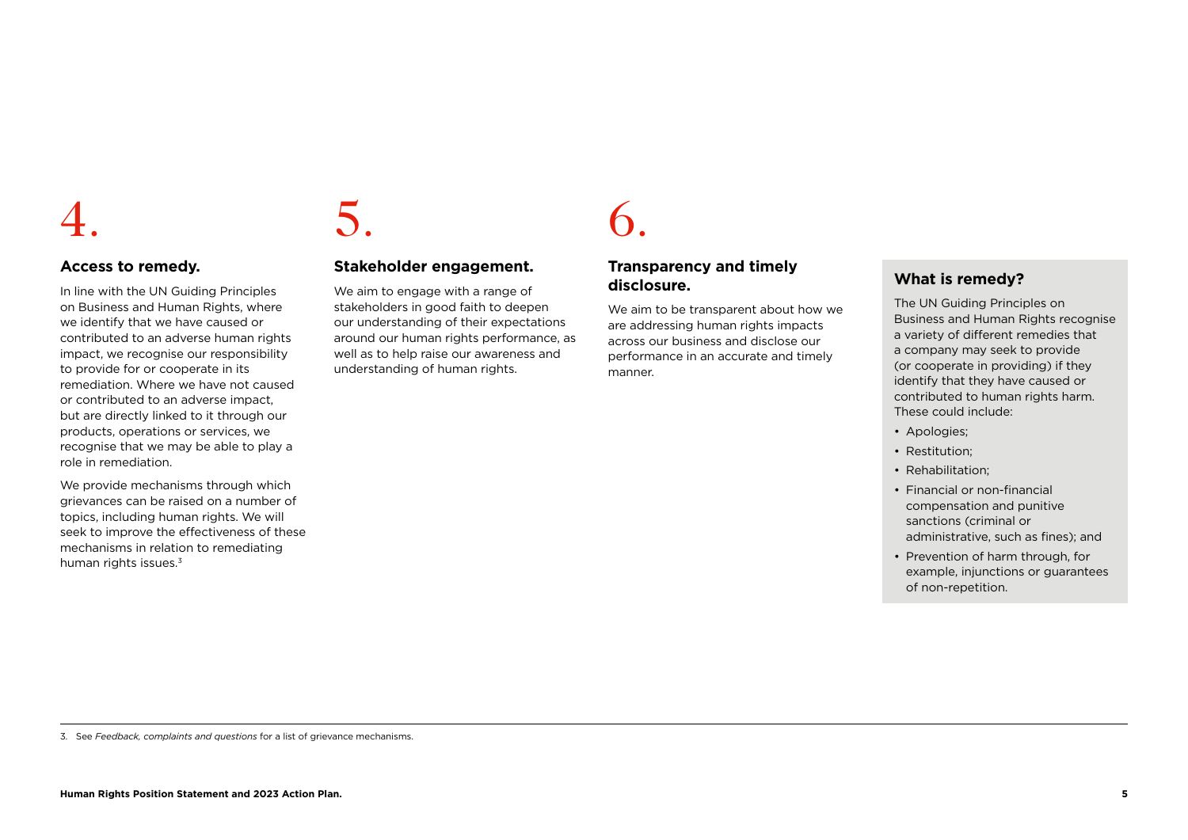## 4.

### Access to remedy.

In line with the UN Guiding Principles on Business and Human Rights, where we identify that we have caused or contributed to an adverse human rights impact, we recognise our responsibility to provide for or cooperate in its remediation. Where we have not caused or contributed to an adverse impact, but are directly linked to it through our products, operations or services, we recognise that we may be able to play a role in remediation.

We provide mechanisms through which grievances can be raised on a number of topics, including human rights. We will seek to improve the effectiveness of these mechanisms in relation to remediating human rights issues.[3]

## 5.

### Stakeholder engagement.

We aim to engage with a range of stakeholders in good faith to deepen our understanding of their expectations around our human rights performance, as well as to help raise our awareness and understanding of human rights.

## 6.

### Transparency and timely disclosure.

We aim to be transparent about how we are addressing human rights impacts across our business and disclose our performance in an accurate and timely manner.

### What is remedy?

The UN Guiding Principles on Business and Human Rights recognise a variety of different remedies that a company may seek to provide (or cooperate in providing) if they identify that they have caused or contributed to human rights harm. These could include:

- Apologies;
- Restitution;
- Rehabilitation;
- Financial or non-financial compensation and punitive sanctions (criminal or administrative, such as fines); and
- Prevention of harm through, for example, injunctions or guarantees of non-repetition.

3. See *Feedback, complaints and questions* for a list of grievance mechanisms.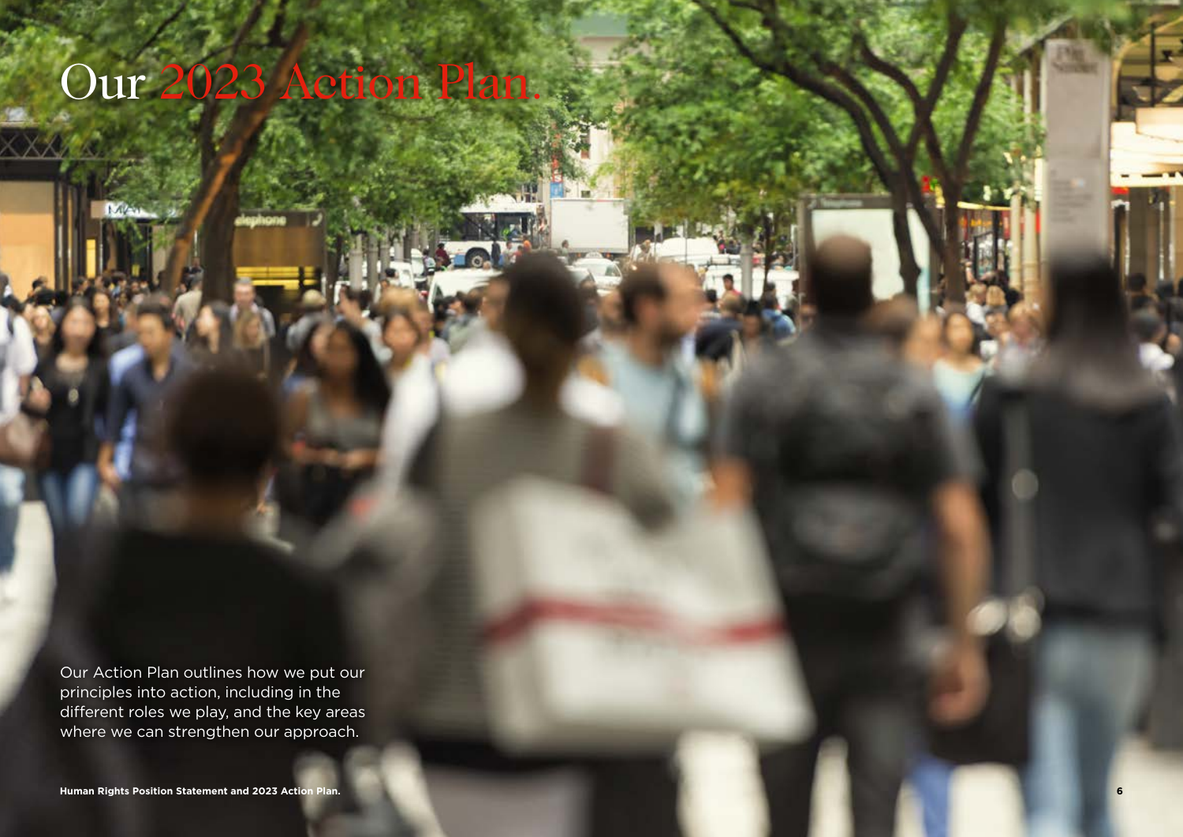# Our 2023 Action Plan.

Our Action Plan outlines how we put our principles into action, including in the different roles we play, and the key areas where we can strengthen our approach.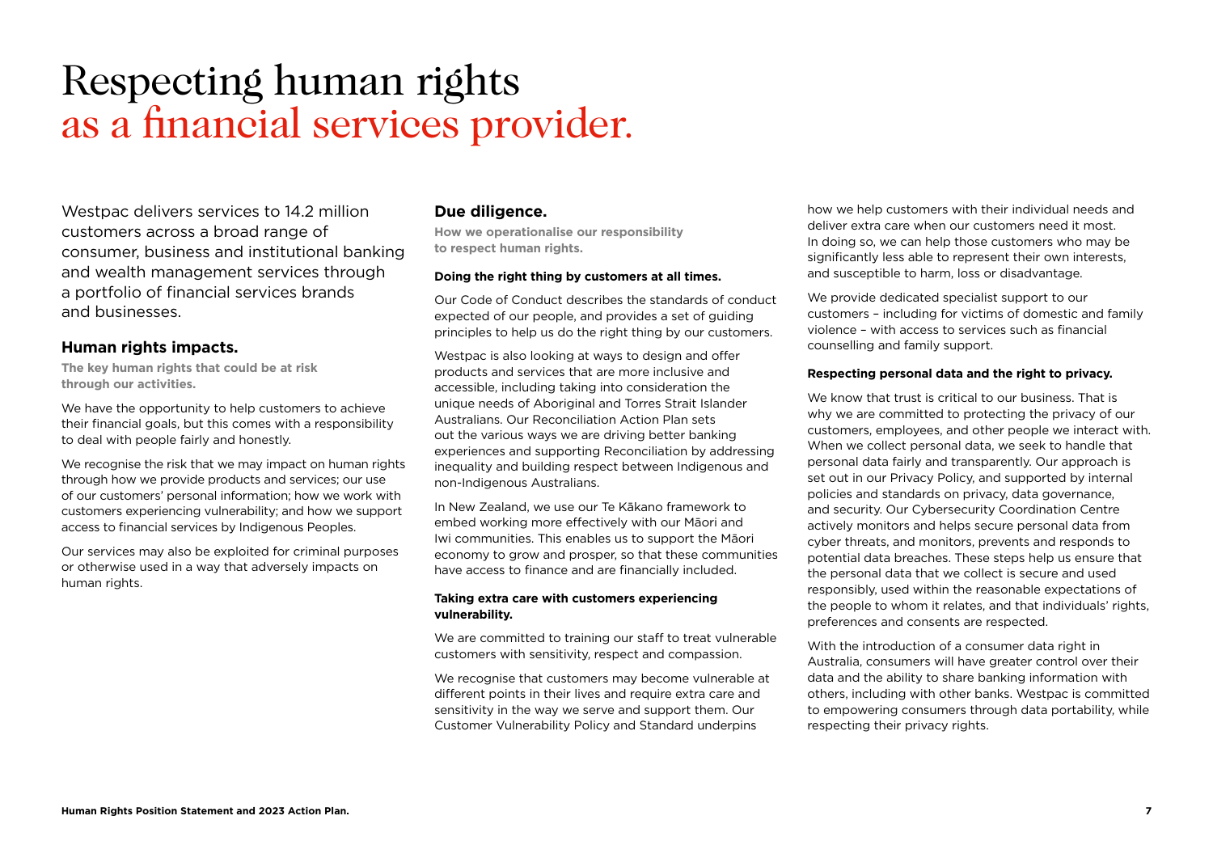# Respecting human rights as a financial services provider.

Westpac delivers services to 14.2 million customers across a broad range of consumer, business and institutional banking and wealth management services through a portfolio of financial services brands and businesses.

## Human rights impacts.

**The key human rights that could be at risk through our activities.**

We have the opportunity to help customers to achieve their financial goals, but this comes with a responsibility to deal with people fairly and honestly.

We recognise the risk that we may impact on human rights through how we provide products and services; our use of our customers' personal information; how we work with customers experiencing vulnerability; and how we support access to financial services by Indigenous Peoples.

Our services may also be exploited for criminal purposes or otherwise used in a way that adversely impacts on human rights.

## Due diligence.

**How we operationalise our responsibility to respect human rights.**

### Doing the right thing by customers at all times.

Our Code of Conduct describes the standards of conduct expected of our people, and provides a set of guiding principles to help us do the right thing by our customers.

Westpac is also looking at ways to design and offer products and services that are more inclusive and accessible, including taking into consideration the unique needs of Aboriginal and Torres Strait Islander Australians. Our Reconciliation Action Plan sets out the various ways we are driving better banking experiences and supporting Reconciliation by addressing inequality and building respect between Indigenous and non-Indigenous Australians.

In New Zealand, we use our Te Kākano framework to embed working more effectively with our Māori and Iwi communities. This enables us to support the Māori economy to grow and prosper, so that these communities have access to finance and are financially included.

### Taking extra care with customers experiencing vulnerability.

We are committed to training our staff to treat vulnerable customers with sensitivity, respect and compassion.

We recognise that customers may become vulnerable at different points in their lives and require extra care and sensitivity in the way we serve and support them. Our Customer Vulnerability Policy and Standard underpins how we help customers with their individual needs and deliver extra care when our customers need it most. In doing so, we can help those customers who may be significantly less able to represent their own interests, and susceptible to harm, loss or disadvantage.

We provide dedicated specialist support to our customers – including for victims of domestic and family violence – with access to services such as financial counselling and family support.

### Respecting personal data and the right to privacy.

We know that trust is critical to our business. That is why we are committed to protecting the privacy of our customers, employees, and other people we interact with. When we collect personal data, we seek to handle that personal data fairly and transparently. Our approach is set out in our Privacy Policy, and supported by internal policies and standards on privacy, data governance, and security. Our Cybersecurity Coordination Centre actively monitors and helps secure personal data from cyber threats, and monitors, prevents and responds to potential data breaches. These steps help us ensure that the personal data that we collect is secure and used responsibly, used within the reasonable expectations of the people to whom it relates, and that individuals' rights, preferences and consents are respected.

With the introduction of a consumer data right in Australia, consumers will have greater control over their data and the ability to share banking information with others, including with other banks. Westpac is committed to empowering consumers through data portability, while respecting their privacy rights.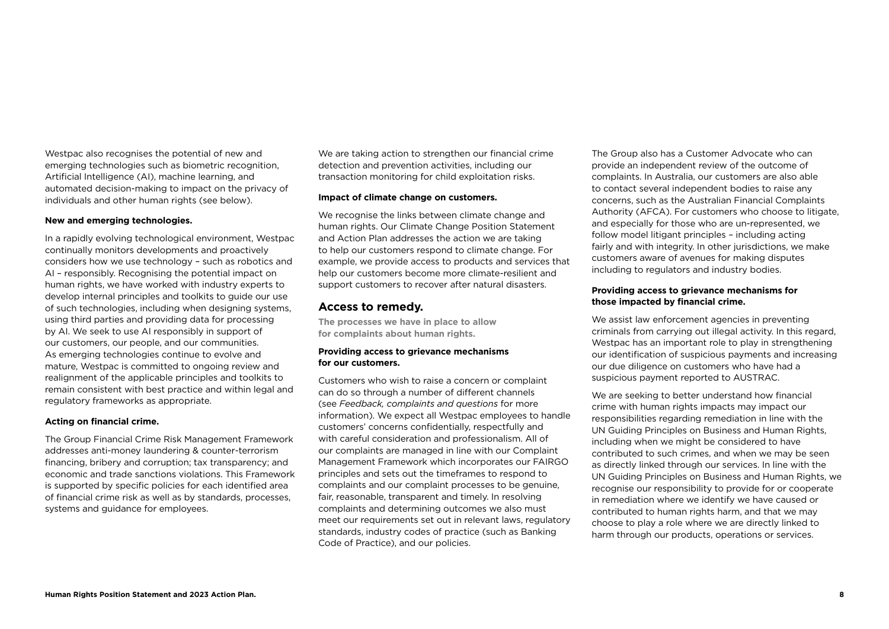Westpac also recognises the potential of new and emerging technologies such as biometric recognition, Artificial Intelligence (AI), machine learning, and automated decision-making to impact on the privacy of individuals and other human rights (see below).

**New and emerging technologies.**

In a rapidly evolving technological environment, Westpac continually monitors developments and proactively considers how we use technology – such as robotics and AI – responsibly. Recognising the potential impact on human rights, we have worked with industry experts to develop internal principles and toolkits to guide our use of such technologies, including when designing systems, using third parties and providing data for processing by AI. We seek to use AI responsibly in support of our customers, our people, and our communities. As emerging technologies continue to evolve and mature, Westpac is committed to ongoing review and realignment of the applicable principles and toolkits to remain consistent with best practice and within legal and regulatory frameworks as appropriate.

**Acting on financial crime.**

The Group Financial Crime Risk Management Framework addresses anti-money laundering & counter-terrorism financing, bribery and corruption; tax transparency; and economic and trade sanctions violations. This Framework is supported by specific policies for each identified area of financial crime risk as well as by standards, processes, systems and guidance for employees.

We are taking action to strengthen our financial crime detection and prevention activities, including our transaction monitoring for child exploitation risks.

**Impact of climate change on customers.**

We recognise the links between climate change and human rights. Our Climate Change Position Statement and Action Plan addresses the action we are taking to help our customers respond to climate change. For example, we provide access to products and services that help our customers become more climate-resilient and support customers to recover after natural disasters.

## Access to remedy.

**The processes we have in place to allow for complaints about human rights.**

**Providing access to grievance mechanisms for our customers.**

Customers who wish to raise a concern or complaint can do so through a number of different channels (see *Feedback, complaints and questions* for more information). We expect all Westpac employees to handle customers' concerns confidentially, respectfully and with careful consideration and professionalism. All of our complaints are managed in line with our Complaint Management Framework which incorporates our FAIRGO principles and sets out the timeframes to respond to complaints and our complaint processes to be genuine, fair, reasonable, transparent and timely. In resolving complaints and determining outcomes we also must meet our requirements set out in relevant laws, regulatory standards, industry codes of practice (such as Banking Code of Practice), and our policies.

The Group also has a Customer Advocate who can provide an independent review of the outcome of complaints. In Australia, our customers are also able to contact several independent bodies to raise any concerns, such as the Australian Financial Complaints Authority (AFCA). For customers who choose to litigate, and especially for those who are un-represented, we follow model litigant principles – including acting fairly and with integrity. In other jurisdictions, we make customers aware of avenues for making disputes including to regulators and industry bodies.

**Providing access to grievance mechanisms for those impacted by financial crime.**

We assist law enforcement agencies in preventing criminals from carrying out illegal activity. In this regard, Westpac has an important role to play in strengthening our identification of suspicious payments and increasing our due diligence on customers who have had a suspicious payment reported to AUSTRAC.

We are seeking to better understand how financial crime with human rights impacts may impact our responsibilities regarding remediation in line with the UN Guiding Principles on Business and Human Rights, including when we might be considered to have contributed to such crimes, and when we may be seen as directly linked through our services. In line with the UN Guiding Principles on Business and Human Rights, we recognise our responsibility to provide for or cooperate in remediation where we identify we have caused or contributed to human rights harm, and that we may choose to play a role where we are directly linked to harm through our products, operations or services.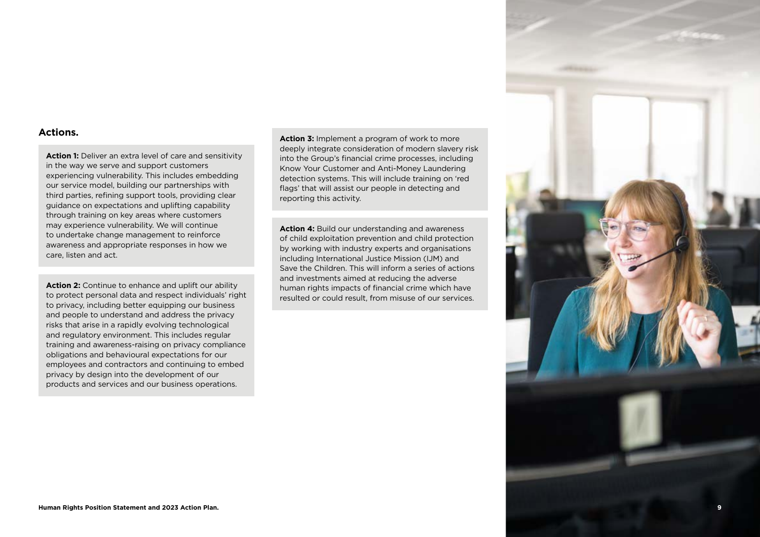## Actions.

**Action 1:** Deliver an extra level of care and sensitivity in the way we serve and support customers experiencing vulnerability. This includes embedding our service model, building our partnerships with third parties, refining support tools, providing clear guidance on expectations and uplifting capability through training on key areas where customers may experience vulnerability. We will continue to undertake change management to reinforce awareness and appropriate responses in how we care, listen and act.

**Action 2:** Continue to enhance and uplift our ability to protect personal data and respect individuals' right to privacy, including better equipping our business and people to understand and address the privacy risks that arise in a rapidly evolving technological and regulatory environment. This includes regular training and awareness-raising on privacy compliance obligations and behavioural expectations for our employees and contractors and continuing to embed privacy by design into the development of our products and services and our business operations.

**Action 3:** Implement a program of work to more deeply integrate consideration of modern slavery risk into the Group's financial crime processes, including Know Your Customer and Anti-Money Laundering detection systems. This will include training on 'red flags' that will assist our people in detecting and reporting this activity.

**Action 4:** Build our understanding and awareness of child exploitation prevention and child protection by working with industry experts and organisations including International Justice Mission (IJM) and Save the Children. This will inform a series of actions and investments aimed at reducing the adverse human rights impacts of financial crime which have resulted or could result, from misuse of our services.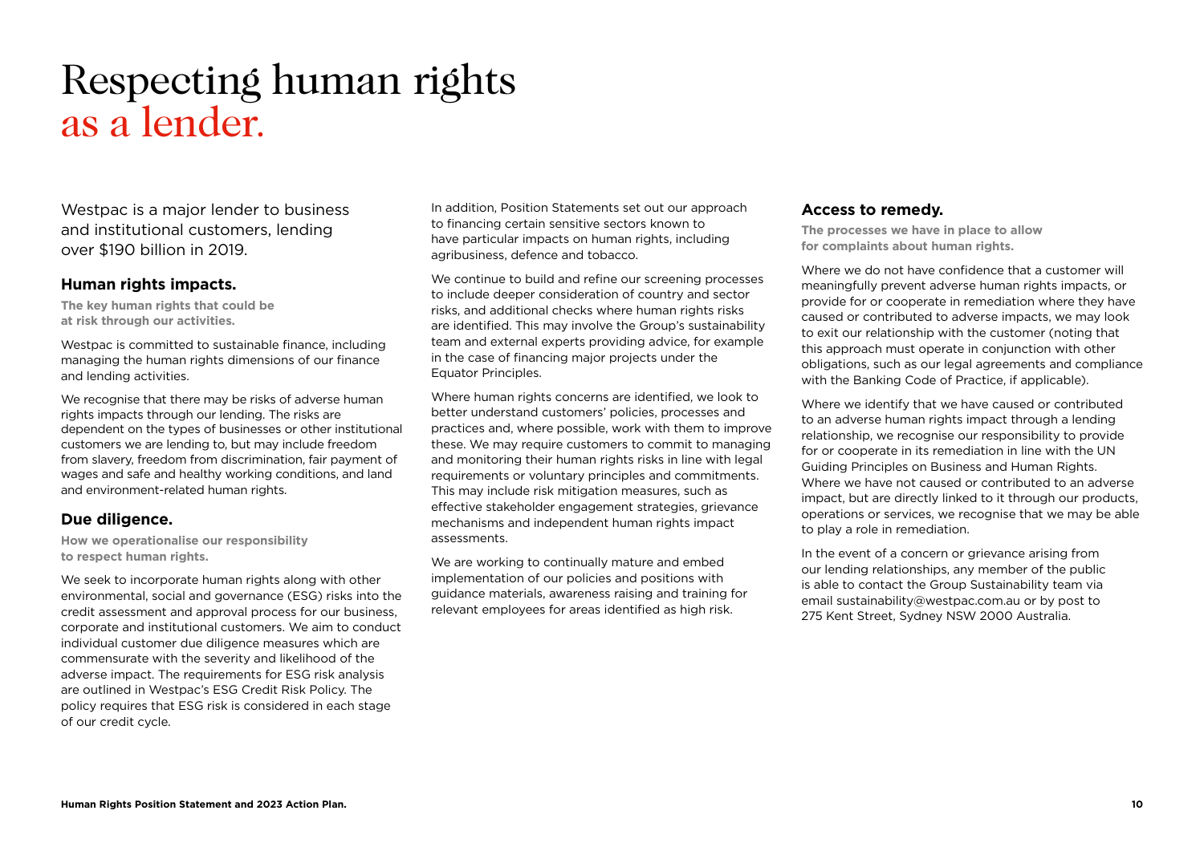# Respecting human rights as a lender.

Westpac is a major lender to business and institutional customers, lending over $190 billion in 2019.

## Human rights impacts.

**The key human rights that could be at risk through our activities.**

Westpac is committed to sustainable finance, including managing the human rights dimensions of our finance and lending activities.

We recognise that there may be risks of adverse human rights impacts through our lending. The risks are dependent on the types of businesses or other institutional customers we are lending to, but may include freedom from slavery, freedom from discrimination, fair payment of wages and safe and healthy working conditions, and land and environment-related human rights.

## Due diligence.

**How we operationalise our responsibility to respect human rights.**

We seek to incorporate human rights along with other environmental, social and governance (ESG) risks into the credit assessment and approval process for our business, corporate and institutional customers. We aim to conduct individual customer due diligence measures which are commensurate with the severity and likelihood of the adverse impact. The requirements for ESG risk analysis are outlined in Westpac's ESG Credit Risk Policy. The policy requires that ESG risk is considered in each stage of our credit cycle.

In addition, Position Statements set out our approach to financing certain sensitive sectors known to have particular impacts on human rights, including agribusiness, defence and tobacco.

We continue to build and refine our screening processes to include deeper consideration of country and sector risks, and additional checks where human rights risks are identified. This may involve the Group's sustainability team and external experts providing advice, for example in the case of financing major projects under the Equator Principles.

Where human rights concerns are identified, we look to better understand customers' policies, processes and practices and, where possible, work with them to improve these. We may require customers to commit to managing and monitoring their human rights risks in line with legal requirements or voluntary principles and commitments. This may include risk mitigation measures, such as effective stakeholder engagement strategies, grievance mechanisms and independent human rights impact assessments.

We are working to continually mature and embed implementation of our policies and positions with guidance materials, awareness raising and training for relevant employees for areas identified as high risk.

## Access to remedy.

**The processes we have in place to allow for complaints about human rights.**

Where we do not have confidence that a customer will meaningfully prevent adverse human rights impacts, or provide for or cooperate in remediation where they have caused or contributed to adverse impacts, we may look to exit our relationship with the customer (noting that this approach must operate in conjunction with other obligations, such as our legal agreements and compliance with the Banking Code of Practice, if applicable).

Where we identify that we have caused or contributed to an adverse human rights impact through a lending relationship, we recognise our responsibility to provide for or cooperate in its remediation in line with the UN Guiding Principles on Business and Human Rights. Where we have not caused or contributed to an adverse impact, but are directly linked to it through our products, operations or services, we recognise that we may be able to play a role in remediation.

In the event of a concern or grievance arising from our lending relationships, any member of the public is able to contact the Group Sustainability team via email sustainability@westpac.com.au or by post to 275 Kent Street, Sydney NSW 2000 Australia.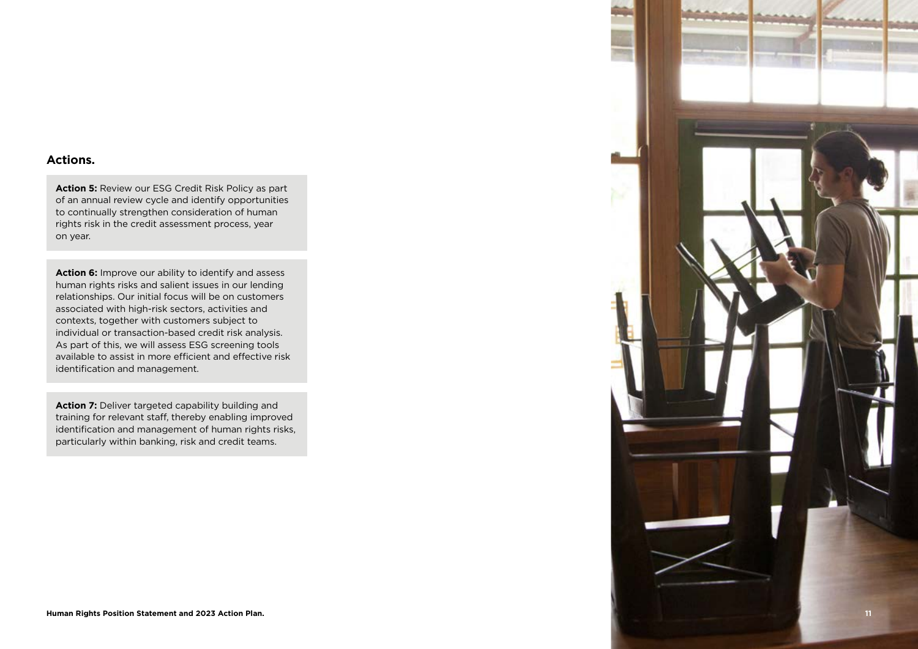## Actions.

**Action 5:** Review our ESG Credit Risk Policy as part of an annual review cycle and identify opportunities to continually strengthen consideration of human rights risk in the credit assessment process, year on year.

**Action 6:** Improve our ability to identify and assess human rights risks and salient issues in our lending relationships. Our initial focus will be on customers associated with high-risk sectors, activities and contexts, together with customers subject to individual or transaction-based credit risk analysis. As part of this, we will assess ESG screening tools available to assist in more efficient and effective risk identification and management.

**Action 7:** Deliver targeted capability building and training for relevant staff, thereby enabling improved identification and management of human rights risks, particularly within banking, risk and credit teams.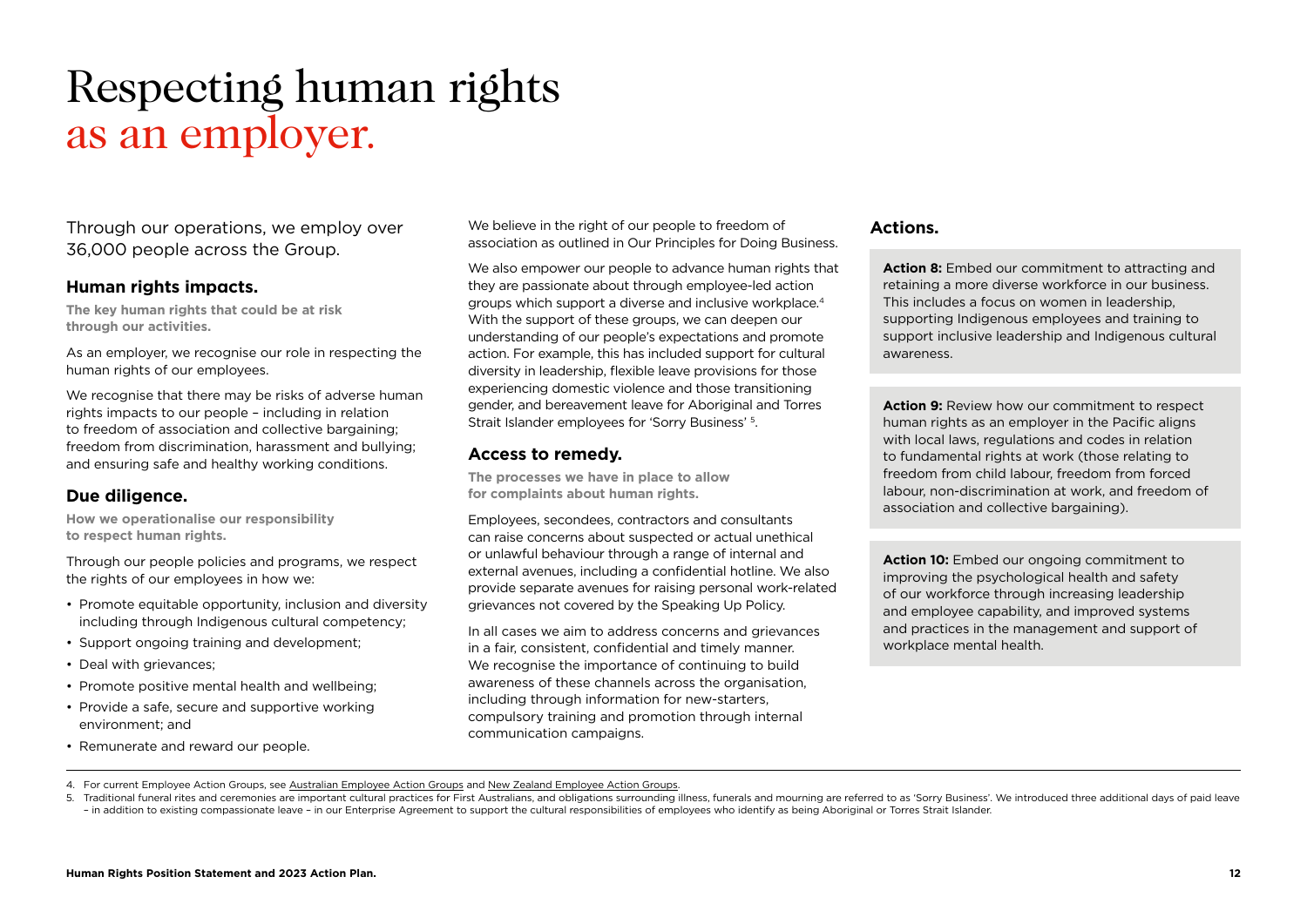# Respecting human rights as an employer.

Through our operations, we employ over 36,000 people across the Group.

## Human rights impacts.

**The key human rights that could be at risk through our activities.**

As an employer, we recognise our role in respecting the human rights of our employees.

We recognise that there may be risks of adverse human rights impacts to our people – including in relation to freedom of association and collective bargaining; freedom from discrimination, harassment and bullying; and ensuring safe and healthy working conditions.

## Due diligence.

**How we operationalise our responsibility to respect human rights.**

Through our people policies and programs, we respect the rights of our employees in how we:

- Promote equitable opportunity, inclusion and diversity including through Indigenous cultural competency;
- Support ongoing training and development;
- Deal with grievances;
- Promote positive mental health and wellbeing;
- Provide a safe, secure and supportive working environment; and
- Remunerate and reward our people.

We believe in the right of our people to freedom of association as outlined in Our Principles for Doing Business.

We also empower our people to advance human rights that they are passionate about through employee-led action groups which support a diverse and inclusive workplace.[4] With the support of these groups, we can deepen our understanding of our people's expectations and promote action. For example, this has included support for cultural diversity in leadership, flexible leave provisions for those experiencing domestic violence and those transitioning gender, and bereavement leave for Aboriginal and Torres Strait Islander employees for 'Sorry Business' [5].

## Access to remedy.

**The processes we have in place to allow for complaints about human rights.**

Employees, secondees, contractors and consultants can raise concerns about suspected or actual unethical or unlawful behaviour through a range of internal and external avenues, including a confidential hotline. We also provide separate avenues for raising personal work-related grievances not covered by the Speaking Up Policy.

In all cases we aim to address concerns and grievances in a fair, consistent, confidential and timely manner. We recognise the importance of continuing to build awareness of these channels across the organisation, including through information for new-starters, compulsory training and promotion through internal communication campaigns.

## Actions.

**Action 8:** Embed our commitment to attracting and retaining a more diverse workforce in our business. This includes a focus on women in leadership, supporting Indigenous employees and training to support inclusive leadership and Indigenous cultural awareness.

**Action 9:** Review how our commitment to respect human rights as an employer in the Pacific aligns with local laws, regulations and codes in relation to fundamental rights at work (those relating to freedom from child labour, freedom from forced labour, non-discrimination at work, and freedom of association and collective bargaining).

**Action 10:** Embed our ongoing commitment to improving the psychological health and safety of our workforce through increasing leadership and employee capability, and improved systems and practices in the management and support of workplace mental health.

---

4. For current Employee Action Groups, see Australian Employee Action Groups and New Zealand Employee Action Groups.
5. Traditional funeral rites and ceremonies are important cultural practices for First Australians, and obligations surrounding illness, funerals and mourning are referred to as 'Sorry Business'. We introduced three additional days of paid leave – in addition to existing compassionate leave – in our Enterprise Agreement to support the cultural responsibilities of employees who identify as being Aboriginal or Torres Strait Islander.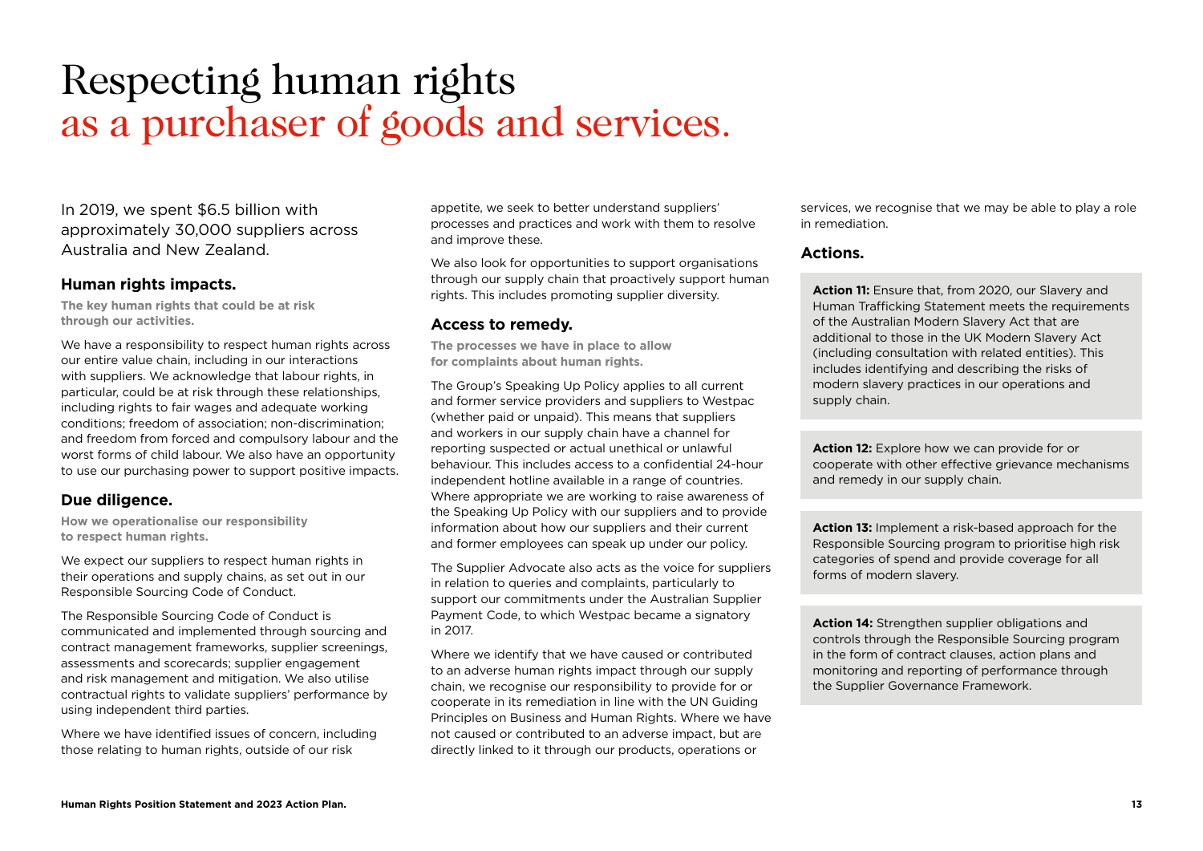# Respecting human rights as a purchaser of goods and services.

In 2019, we spent $6.5 billion with approximately 30,000 suppliers across Australia and New Zealand.

## Human rights impacts.

**The key human rights that could be at risk through our activities.**

We have a responsibility to respect human rights across our entire value chain, including in our interactions with suppliers. We acknowledge that labour rights, in particular, could be at risk through these relationships, including rights to fair wages and adequate working conditions; freedom of association; non-discrimination; and freedom from forced and compulsory labour and the worst forms of child labour. We also have an opportunity to use our purchasing power to support positive impacts.

## Due diligence.

**How we operationalise our responsibility to respect human rights.**

We expect our suppliers to respect human rights in their operations and supply chains, as set out in our Responsible Sourcing Code of Conduct.

The Responsible Sourcing Code of Conduct is communicated and implemented through sourcing and contract management frameworks, supplier screenings, assessments and scorecards; supplier engagement and risk management and mitigation. We also utilise contractual rights to validate suppliers' performance by using independent third parties.

Where we have identified issues of concern, including those relating to human rights, outside of our risk appetite, we seek to better understand suppliers' processes and practices and work with them to resolve and improve these.

We also look for opportunities to support organisations through our supply chain that proactively support human rights. This includes promoting supplier diversity.

## Access to remedy.

**The processes we have in place to allow for complaints about human rights.**

The Group's Speaking Up Policy applies to all current and former service providers and suppliers to Westpac (whether paid or unpaid). This means that suppliers and workers in our supply chain have a channel for reporting suspected or actual unethical or unlawful behaviour. This includes access to a confidential 24-hour independent hotline available in a range of countries. Where appropriate we are working to raise awareness of the Speaking Up Policy with our suppliers and to provide information about how our suppliers and their current and former employees can speak up under our policy.

The Supplier Advocate also acts as the voice for suppliers in relation to queries and complaints, particularly to support our commitments under the Australian Supplier Payment Code, to which Westpac became a signatory in 2017.

Where we identify that we have caused or contributed to an adverse human rights impact through our supply chain, we recognise our responsibility to provide for or cooperate in its remediation in line with the UN Guiding Principles on Business and Human Rights. Where we have not caused or contributed to an adverse impact, but are directly linked to it through our products, operations or services, we recognise that we may be able to play a role in remediation.

## Actions.

**Action 11:** Ensure that, from 2020, our Slavery and Human Trafficking Statement meets the requirements of the Australian Modern Slavery Act that are additional to those in the UK Modern Slavery Act (including consultation with related entities). This includes identifying and describing the risks of modern slavery practices in our operations and supply chain.

**Action 12:** Explore how we can provide for or cooperate with other effective grievance mechanisms and remedy in our supply chain.

**Action 13:** Implement a risk-based approach for the Responsible Sourcing program to prioritise high risk categories of spend and provide coverage for all forms of modern slavery.

**Action 14:** Strengthen supplier obligations and controls through the Responsible Sourcing program in the form of contract clauses, action plans and monitoring and reporting of performance through the Supplier Governance Framework.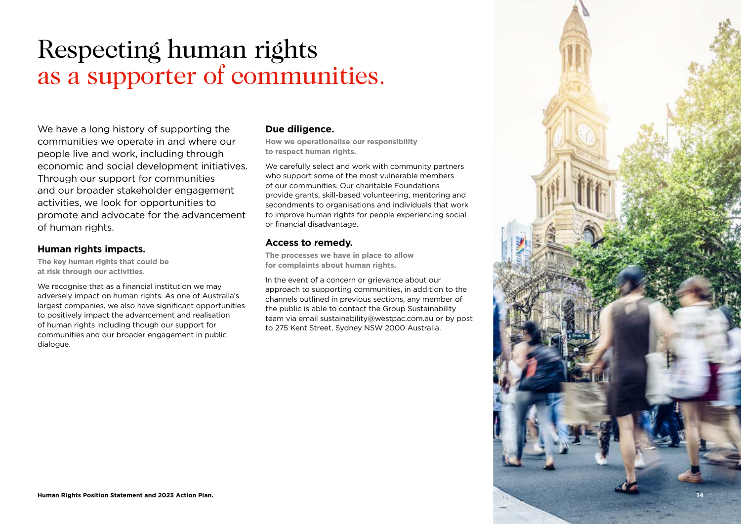# Respecting human rights as a supporter of communities.

We have a long history of supporting the communities we operate in and where our people live and work, including through economic and social development initiatives. Through our support for communities and our broader stakeholder engagement activities, we look for opportunities to promote and advocate for the advancement of human rights.

## Human rights impacts.

**The key human rights that could be at risk through our activities.**

We recognise that as a financial institution we may adversely impact on human rights. As one of Australia's largest companies, we also have significant opportunities to positively impact the advancement and realisation of human rights including though our support for communities and our broader engagement in public dialogue.

## Due diligence.

**How we operationalise our responsibility to respect human rights.**

We carefully select and work with community partners who support some of the most vulnerable members of our communities. Our charitable Foundations provide grants, skill-based volunteering, mentoring and secondments to organisations and individuals that work to improve human rights for people experiencing social or financial disadvantage.

## Access to remedy.

**The processes we have in place to allow for complaints about human rights.**

In the event of a concern or grievance about our approach to supporting communities, in addition to the channels outlined in previous sections, any member of the public is able to contact the Group Sustainability team via email sustainability@westpac.com.au or by post to 275 Kent Street, Sydney NSW 2000 Australia.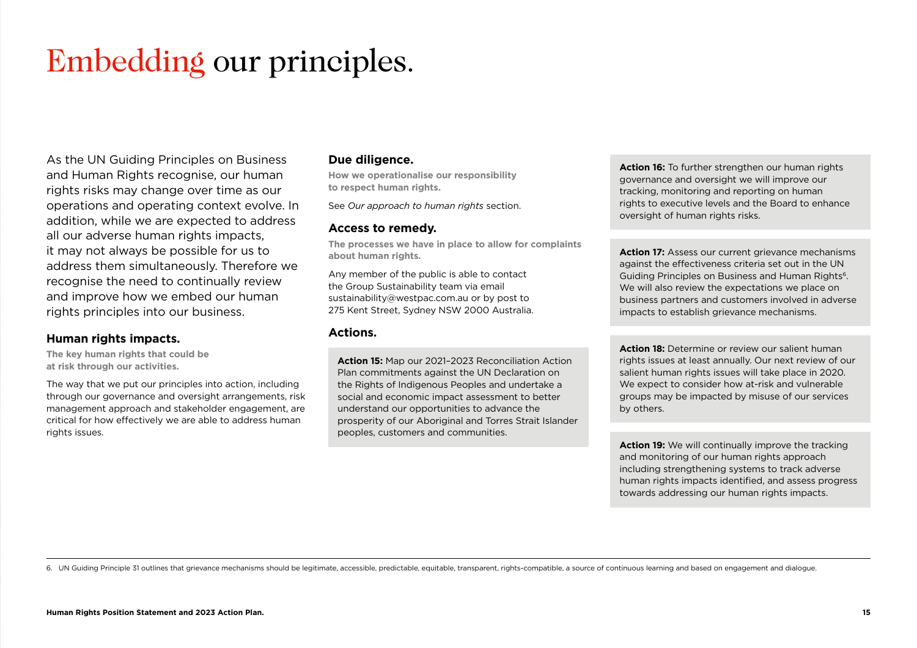# Embedding our principles.

As the UN Guiding Principles on Business and Human Rights recognise, our human rights risks may change over time as our operations and operating context evolve. In addition, while we are expected to address all our adverse human rights impacts, it may not always be possible for us to address them simultaneously. Therefore we recognise the need to continually review and improve how we embed our human rights principles into our business.

### Human rights impacts.

**The key human rights that could be at risk through our activities.**

The way that we put our principles into action, including through our governance and oversight arrangements, risk management approach and stakeholder engagement, are critical for how effectively we are able to address human rights issues.

### Due diligence.

**How we operationalise our responsibility to respect human rights.**

See *Our approach to human rights* section.

### Access to remedy.

**The processes we have in place to allow for complaints about human rights.**

Any member of the public is able to contact the Group Sustainability team via email sustainability@westpac.com.au or by post to 275 Kent Street, Sydney NSW 2000 Australia.

### Actions.

**Action 15:** Map our 2021–2023 Reconciliation Action Plan commitments against the UN Declaration on the Rights of Indigenous Peoples and undertake a social and economic impact assessment to better understand our opportunities to advance the prosperity of our Aboriginal and Torres Strait Islander peoples, customers and communities.

**Action 16:** To further strengthen our human rights governance and oversight we will improve our tracking, monitoring and reporting on human rights to executive levels and the Board to enhance oversight of human rights risks.

**Action 17:** Assess our current grievance mechanisms against the effectiveness criteria set out in the UN Guiding Principles on Business and Human Rights[6]. We will also review the expectations we place on business partners and customers involved in adverse impacts to establish grievance mechanisms.

**Action 18:** Determine or review our salient human rights issues at least annually. Our next review of our salient human rights issues will take place in 2020. We expect to consider how at-risk and vulnerable groups may be impacted by misuse of our services by others.

**Action 19:** We will continually improve the tracking and monitoring of our human rights approach including strengthening systems to track adverse human rights impacts identified, and assess progress towards addressing our human rights impacts.

6. UN Guiding Principle 31 outlines that grievance mechanisms should be legitimate, accessible, predictable, equitable, transparent, rights-compatible, a source of continuous learning and based on engagement and dialogue.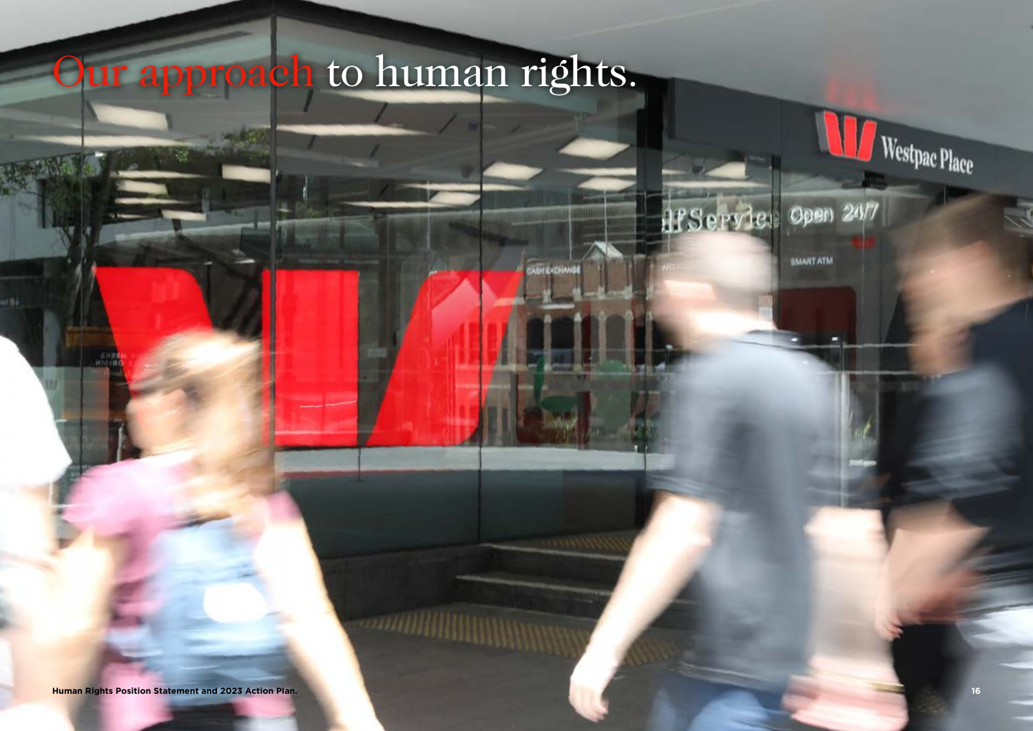# Our approach to human rights.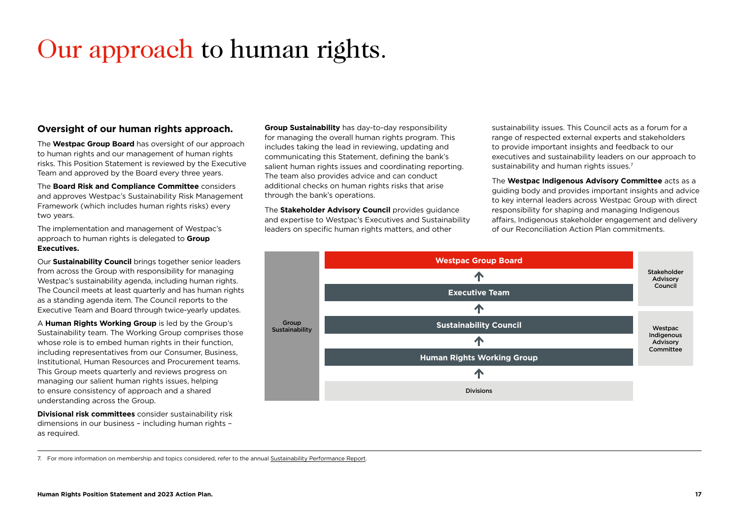# Our approach to human rights.

## Oversight of our human rights approach.

The **Westpac Group Board** has oversight of our approach to human rights and our management of human rights risks. This Position Statement is reviewed by the Executive Team and approved by the Board every three years.

The **Board Risk and Compliance Committee** considers and approves Westpac's Sustainability Risk Management Framework (which includes human rights risks) every two years.

The implementation and management of Westpac's approach to human rights is delegated to **Group Executives.**

Our **Sustainability Council** brings together senior leaders from across the Group with responsibility for managing Westpac's sustainability agenda, including human rights. The Council meets at least quarterly and has human rights as a standing agenda item. The Council reports to the Executive Team and Board through twice-yearly updates.

A **Human Rights Working Group** is led by the Group's Sustainability team. The Working Group comprises those whose role is to embed human rights in their function, including representatives from our Consumer, Business, Institutional, Human Resources and Procurement teams. This Group meets quarterly and reviews progress on managing our salient human rights issues, helping to ensure consistency of approach and a shared understanding across the Group.

**Divisional risk committees** consider sustainability risk dimensions in our business – including human rights – as required.

**Group Sustainability** has day-to-day responsibility for managing the overall human rights program. This includes taking the lead in reviewing, updating and communicating this Statement, defining the bank's salient human rights issues and coordinating reporting. The team also provides advice and can conduct additional checks on human rights risks that arise through the bank's operations.

The **Stakeholder Advisory Council** provides guidance and expertise to Westpac's Executives and Sustainability leaders on specific human rights matters, and other sustainability issues. This Council acts as a forum for a range of respected external experts and stakeholders to provide important insights and feedback to our executives and sustainability leaders on our approach to sustainability and human rights issues.[7]

The **Westpac Indigenous Advisory Committee** acts as a guiding body and provides important insights and advice to key internal leaders across Westpac Group with direct responsibility for shaping and managing Indigenous affairs, Indigenous stakeholder engagement and delivery of our Reconciliation Action Plan commitments.

Group Sustainability

- **Westpac Group Board**
- ↑ **Executive Team**
- ↑ **Sustainability Council**
- ↑ **Human Rights Working Group**
- ↑ Divisions

Stakeholder Advisory Council

Westpac Indigenous Advisory Committee

7. For more information on membership and topics considered, refer to the annual Sustainability Performance Report.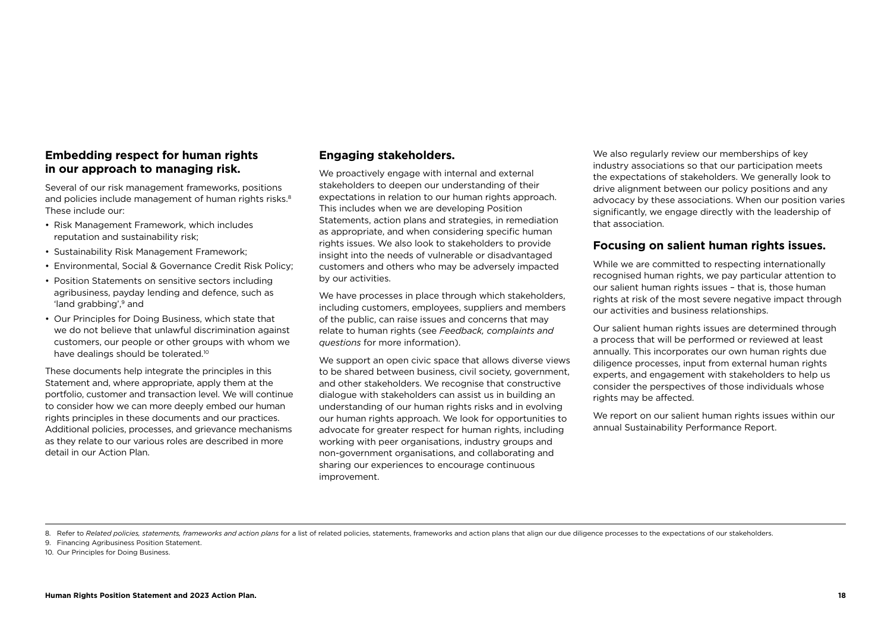## Embedding respect for human rights in our approach to managing risk.

Several of our risk management frameworks, positions and policies include management of human rights risks.[8] These include our:

- Risk Management Framework, which includes reputation and sustainability risk;
- Sustainability Risk Management Framework;
- Environmental, Social & Governance Credit Risk Policy;
- Position Statements on sensitive sectors including agribusiness, payday lending and defence, such as 'land grabbing',[9] and
- Our Principles for Doing Business, which state that we do not believe that unlawful discrimination against customers, our people or other groups with whom we have dealings should be tolerated.[10]

These documents help integrate the principles in this Statement and, where appropriate, apply them at the portfolio, customer and transaction level. We will continue to consider how we can more deeply embed our human rights principles in these documents and our practices. Additional policies, processes, and grievance mechanisms as they relate to our various roles are described in more detail in our Action Plan.

## Engaging stakeholders.

We proactively engage with internal and external stakeholders to deepen our understanding of their expectations in relation to our human rights approach. This includes when we are developing Position Statements, action plans and strategies, in remediation as appropriate, and when considering specific human rights issues. We also look to stakeholders to provide insight into the needs of vulnerable or disadvantaged customers and others who may be adversely impacted by our activities.

We have processes in place through which stakeholders, including customers, employees, suppliers and members of the public, can raise issues and concerns that may relate to human rights (see *Feedback, complaints and questions* for more information).

We support an open civic space that allows diverse views to be shared between business, civil society, government, and other stakeholders. We recognise that constructive dialogue with stakeholders can assist us in building an understanding of our human rights risks and in evolving our human rights approach. We look for opportunities to advocate for greater respect for human rights, including working with peer organisations, industry groups and non-government organisations, and collaborating and sharing our experiences to encourage continuous improvement.

We also regularly review our memberships of key industry associations so that our participation meets the expectations of stakeholders. We generally look to drive alignment between our policy positions and any advocacy by these associations. When our position varies significantly, we engage directly with the leadership of that association.

## Focusing on salient human rights issues.

While we are committed to respecting internationally recognised human rights, we pay particular attention to our salient human rights issues – that is, those human rights at risk of the most severe negative impact through our activities and business relationships.

Our salient human rights issues are determined through a process that will be performed or reviewed at least annually. This incorporates our own human rights due diligence processes, input from external human rights experts, and engagement with stakeholders to help us consider the perspectives of those individuals whose rights may be affected.

We report on our salient human rights issues within our annual Sustainability Performance Report.

---

8. Refer to *Related policies, statements, frameworks and action plans* for a list of related policies, statements, frameworks and action plans that align our due diligence processes to the expectations of our stakeholders.
9. Financing Agribusiness Position Statement.
10. Our Principles for Doing Business.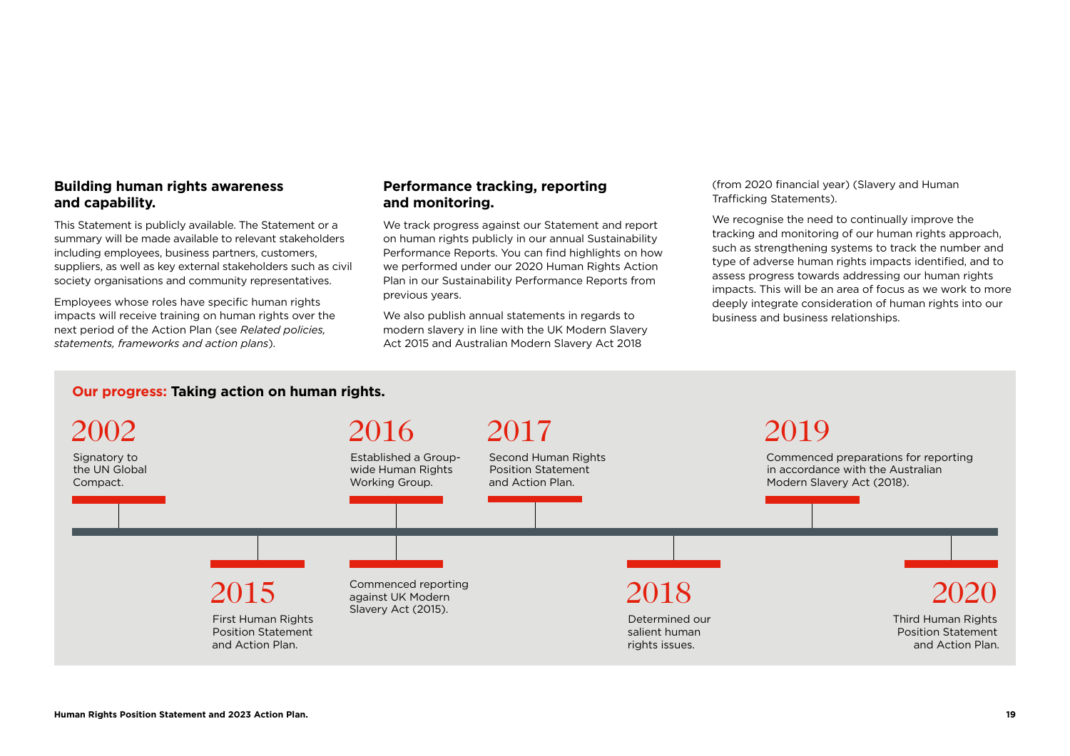## Building human rights awareness and capability.

This Statement is publicly available. The Statement or a summary will be made available to relevant stakeholders including employees, business partners, customers, suppliers, as well as key external stakeholders such as civil society organisations and community representatives.

Employees whose roles have specific human rights impacts will receive training on human rights over the next period of the Action Plan (see *Related policies, statements, frameworks and action plans*).

## Performance tracking, reporting and monitoring.

We track progress against our Statement and report on human rights publicly in our annual Sustainability Performance Reports. You can find highlights on how we performed under our 2020 Human Rights Action Plan in our Sustainability Performance Reports from previous years.

We also publish annual statements in regards to modern slavery in line with the UK Modern Slavery Act 2015 and Australian Modern Slavery Act 2018 (from 2020 financial year) (Slavery and Human Trafficking Statements).

We recognise the need to continually improve the tracking and monitoring of our human rights approach, such as strengthening systems to track the number and type of adverse human rights impacts identified, and to assess progress towards addressing our human rights impacts. This will be an area of focus as we work to more deeply integrate consideration of human rights into our business and business relationships.

### Our progress: Taking action on human rights.

**2002**
Signatory to the UN Global Compact.

**2015**
First Human Rights Position Statement and Action Plan.

**2016**
Established a Group-wide Human Rights Working Group.

Commenced reporting against UK Modern Slavery Act (2015).

**2017**
Second Human Rights Position Statement and Action Plan.

**2018**
Determined our salient human rights issues.

**2019**
Commenced preparations for reporting in accordance with the Australian Modern Slavery Act (2018).

**2020**
Third Human Rights Position Statement and Action Plan.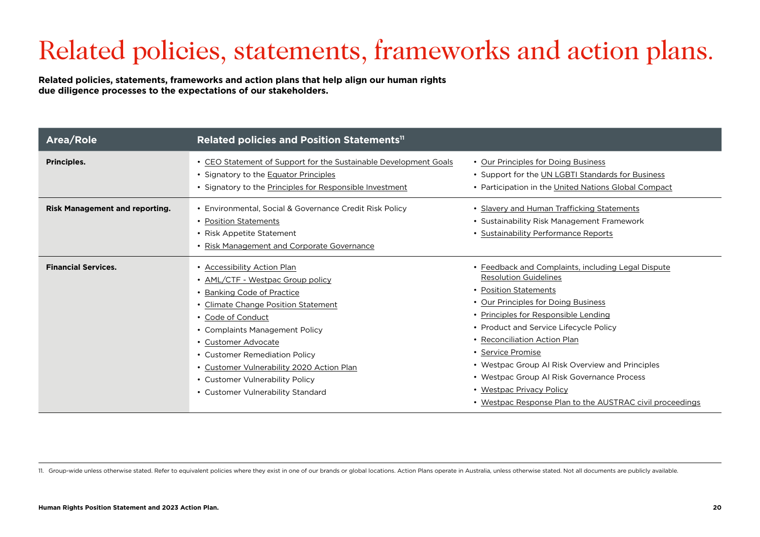# Related policies, statements, frameworks and action plans.

**Related policies, statements, frameworks and action plans that help align our human rights due diligence processes to the expectations of our stakeholders.**

| Area/Role | Related policies and Position Statements[11] | |
|---|---|---|
| **Principles.** | • CEO Statement of Support for the Sustainable Development Goals<br>• Signatory to the Equator Principles<br>• Signatory to the Principles for Responsible Investment | • Our Principles for Doing Business<br>• Support for the UN LGBTI Standards for Business<br>• Participation in the United Nations Global Compact |
| **Risk Management and reporting.** | • Environmental, Social & Governance Credit Risk Policy<br>• Position Statements<br>• Risk Appetite Statement<br>• Risk Management and Corporate Governance | • Slavery and Human Trafficking Statements<br>• Sustainability Risk Management Framework<br>• Sustainability Performance Reports |
| **Financial Services.** | • Accessibility Action Plan<br>• AML/CTF - Westpac Group policy<br>• Banking Code of Practice<br>• Climate Change Position Statement<br>• Code of Conduct<br>• Complaints Management Policy<br>• Customer Advocate<br>• Customer Remediation Policy<br>• Customer Vulnerability 2020 Action Plan<br>• Customer Vulnerability Policy<br>• Customer Vulnerability Standard | • Feedback and Complaints, including Legal Dispute Resolution Guidelines<br>• Position Statements<br>• Our Principles for Doing Business<br>• Principles for Responsible Lending<br>• Product and Service Lifecycle Policy<br>• Reconciliation Action Plan<br>• Service Promise<br>• Westpac Group AI Risk Overview and Principles<br>• Westpac Group AI Risk Governance Process<br>• Westpac Privacy Policy<br>• Westpac Response Plan to the AUSTRAC civil proceedings |

11. Group-wide unless otherwise stated. Refer to equivalent policies where they exist in one of our brands or global locations. Action Plans operate in Australia, unless otherwise stated. Not all documents are publicly available.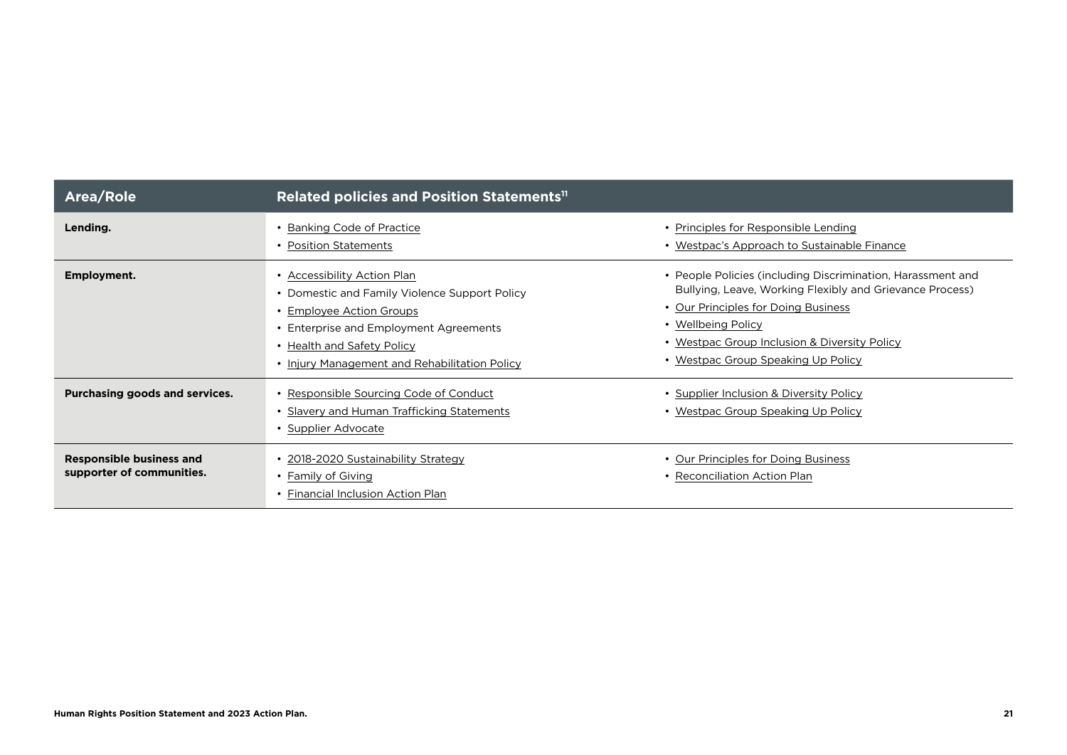| Area/Role | Related policies and Position Statements[11] | |
|---|---|---|
| **Lending.** | • Banking Code of Practice<br>• Position Statements | • Principles for Responsible Lending<br>• Westpac's Approach to Sustainable Finance |
| **Employment.** | • Accessibility Action Plan<br>• Domestic and Family Violence Support Policy<br>• Employee Action Groups<br>• Enterprise and Employment Agreements<br>• Health and Safety Policy<br>• Injury Management and Rehabilitation Policy | • People Policies (including Discrimination, Harassment and Bullying, Leave, Working Flexibly and Grievance Process)<br>• Our Principles for Doing Business<br>• Wellbeing Policy<br>• Westpac Group Inclusion & Diversity Policy<br>• Westpac Group Speaking Up Policy |
| **Purchasing goods and services.** | • Responsible Sourcing Code of Conduct<br>• Slavery and Human Trafficking Statements<br>• Supplier Advocate | • Supplier Inclusion & Diversity Policy<br>• Westpac Group Speaking Up Policy |
| **Responsible business and supporter of communities.** | • 2018-2020 Sustainability Strategy<br>• Family of Giving<br>• Financial Inclusion Action Plan | • Our Principles for Doing Business<br>• Reconciliation Action Plan |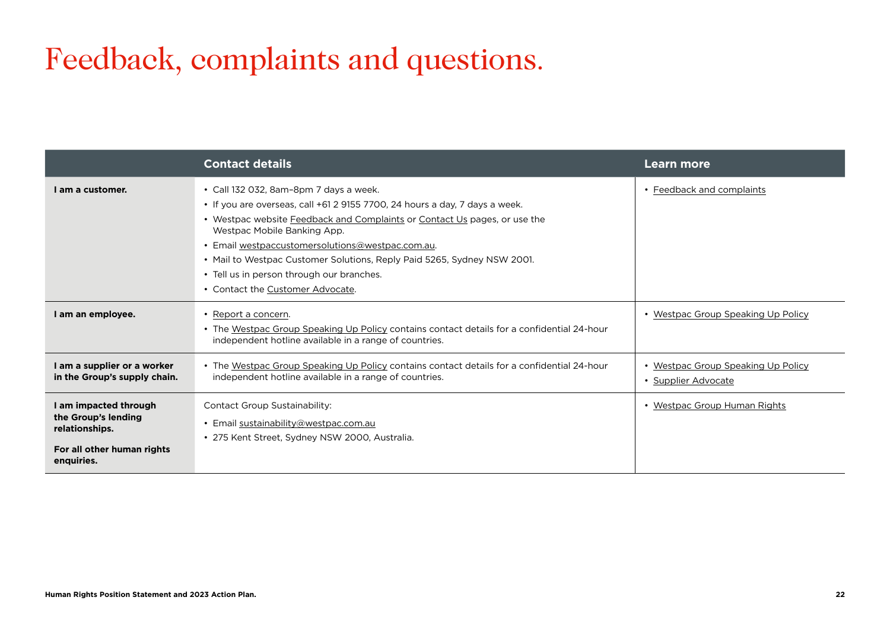# Feedback, complaints and questions.

| | Contact details | Learn more |
|---|---|---|
| **I am a customer.** | • Call 132 032, 8am–8pm 7 days a week.<br>• If you are overseas, call +61 2 9155 7700, 24 hours a day, 7 days a week.<br>• Westpac website Feedback and Complaints or Contact Us pages, or use the Westpac Mobile Banking App.<br>• Email westpaccustomersolutions@westpac.com.au.<br>• Mail to Westpac Customer Solutions, Reply Paid 5265, Sydney NSW 2001.<br>• Tell us in person through our branches.<br>• Contact the Customer Advocate. | • Feedback and complaints |
| **I am an employee.** | • Report a concern.<br>• The Westpac Group Speaking Up Policy contains contact details for a confidential 24-hour independent hotline available in a range of countries. | • Westpac Group Speaking Up Policy |
| **I am a supplier or a worker in the Group's supply chain.** | • The Westpac Group Speaking Up Policy contains contact details for a confidential 24-hour independent hotline available in a range of countries. | • Westpac Group Speaking Up Policy<br>• Supplier Advocate |
| **I am impacted through the Group's lending relationships.**<br><br>**For all other human rights enquiries.** | Contact Group Sustainability:<br>• Email sustainability@westpac.com.au<br>• 275 Kent Street, Sydney NSW 2000, Australia. | • Westpac Group Human Rights |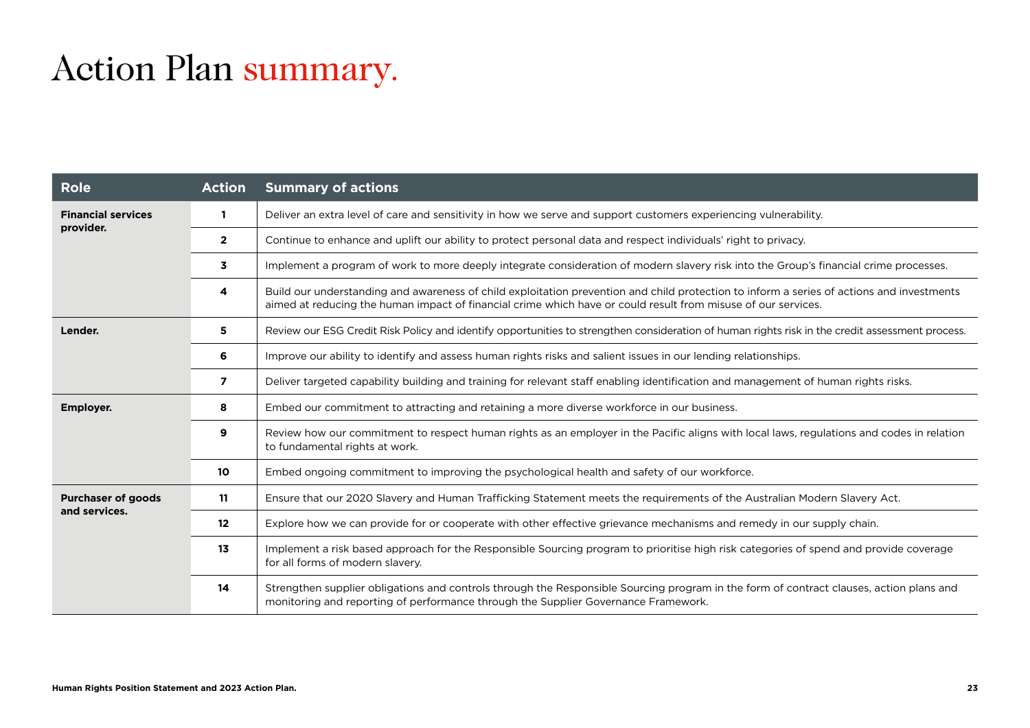# Action Plan summary.

| Role | Action | Summary of actions |
|---|---|---|
| **Financial services provider.** | **1** | Deliver an extra level of care and sensitivity in how we serve and support customers experiencing vulnerability. |
| | **2** | Continue to enhance and uplift our ability to protect personal data and respect individuals' right to privacy. |
| | **3** | Implement a program of work to more deeply integrate consideration of modern slavery risk into the Group's financial crime processes. |
| | **4** | Build our understanding and awareness of child exploitation prevention and child protection to inform a series of actions and investments aimed at reducing the human impact of financial crime which have or could result from misuse of our services. |
| **Lender.** | **5** | Review our ESG Credit Risk Policy and identify opportunities to strengthen consideration of human rights risk in the credit assessment process. |
| | **6** | Improve our ability to identify and assess human rights risks and salient issues in our lending relationships. |
| | **7** | Deliver targeted capability building and training for relevant staff enabling identification and management of human rights risks. |
| **Employer.** | **8** | Embed our commitment to attracting and retaining a more diverse workforce in our business. |
| | **9** | Review how our commitment to respect human rights as an employer in the Pacific aligns with local laws, regulations and codes in relation to fundamental rights at work. |
| | **10** | Embed ongoing commitment to improving the psychological health and safety of our workforce. |
| **Purchaser of goods and services.** | **11** | Ensure that our 2020 Slavery and Human Trafficking Statement meets the requirements of the Australian Modern Slavery Act. |
| | **12** | Explore how we can provide for or cooperate with other effective grievance mechanisms and remedy in our supply chain. |
| | **13** | Implement a risk based approach for the Responsible Sourcing program to prioritise high risk categories of spend and provide coverage for all forms of modern slavery. |
| | **14** | Strengthen supplier obligations and controls through the Responsible Sourcing program in the form of contract clauses, action plans and monitoring and reporting of performance through the Supplier Governance Framework. |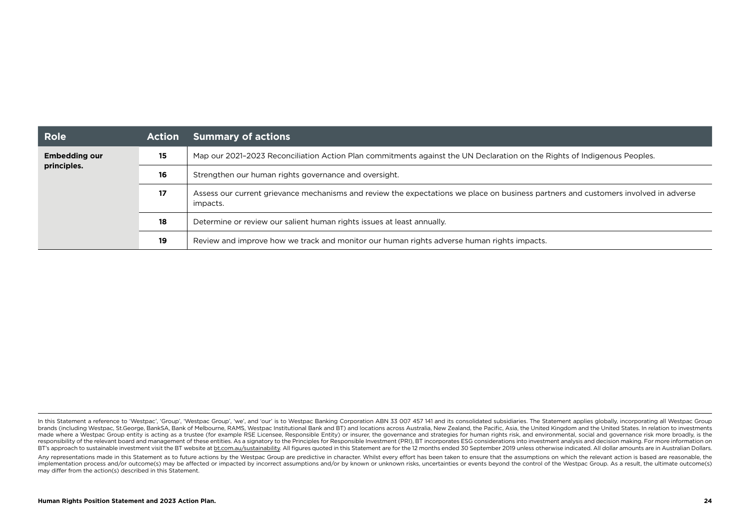| Role | Action | Summary of actions |
|---|---|---|
| **Embedding our principles.** | **15** | Map our 2021–2023 Reconciliation Action Plan commitments against the UN Declaration on the Rights of Indigenous Peoples. |
| | **16** | Strengthen our human rights governance and oversight. |
| | **17** | Assess our current grievance mechanisms and review the expectations we place on business partners and customers involved in adverse impacts. |
| | **18** | Determine or review our salient human rights issues at least annually. |
| | **19** | Review and improve how we track and monitor our human rights adverse human rights impacts. |

In this Statement a reference to 'Westpac', 'Group', 'Westpac Group', 'we', and 'our' is to Westpac Banking Corporation ABN 33 007 457 141 and its consolidated subsidiaries. The Statement applies globally, incorporating all Westpac Group brands (including Westpac, St.George, BankSA, Bank of Melbourne, RAMS, Westpac Institutional Bank and BT) and locations across Australia, New Zealand, the Pacific, Asia, the United Kingdom and the United States. In relation to investments made where a Westpac Group entity is acting as a trustee (for example RSE Licensee, Responsible Entity) or insurer, the governance and strategies for human rights risk, and environmental, social and governance risk more broadly, is the responsibility of the relevant board and management of these entities. As a signatory to the Principles for Responsible Investment (PRI), BT incorporates ESG considerations into investment analysis and decision making. For more information on BT's approach to sustainable investment visit the BT website at bt.com.au/sustainability. All figures quoted in this Statement are for the 12 months ended 30 September 2019 unless otherwise indicated. All dollar amounts are in Australian Dollars.

Any representations made in this Statement as to future actions by the Westpac Group are predictive in character. Whilst every effort has been taken to ensure that the assumptions on which the relevant action is based are reasonable, the implementation process and/or outcome(s) may be affected or impacted by incorrect assumptions and/or by known or unknown risks, uncertainties or events beyond the control of the Westpac Group. As a result, the ultimate outcome(s) may differ from the action(s) described in this Statement.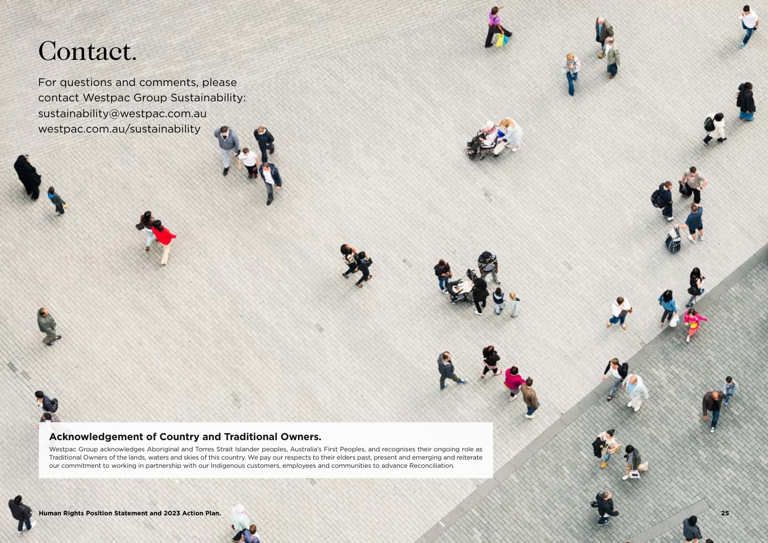# Contact.

For questions and comments, please contact Westpac Group Sustainability:
sustainability@westpac.com.au
westpac.com.au/sustainability

**Acknowledgement of Country and Traditional Owners.**

Westpac Group acknowledges Aboriginal and Torres Strait Islander peoples, Australia's First Peoples, and recognises their ongoing role as Traditional Owners of the lands, waters and skies of this country. We pay our respects to their elders past, present and emerging and reiterate our commitment to working in partnership with our Indigenous customers, employees and communities to advance Reconciliation.